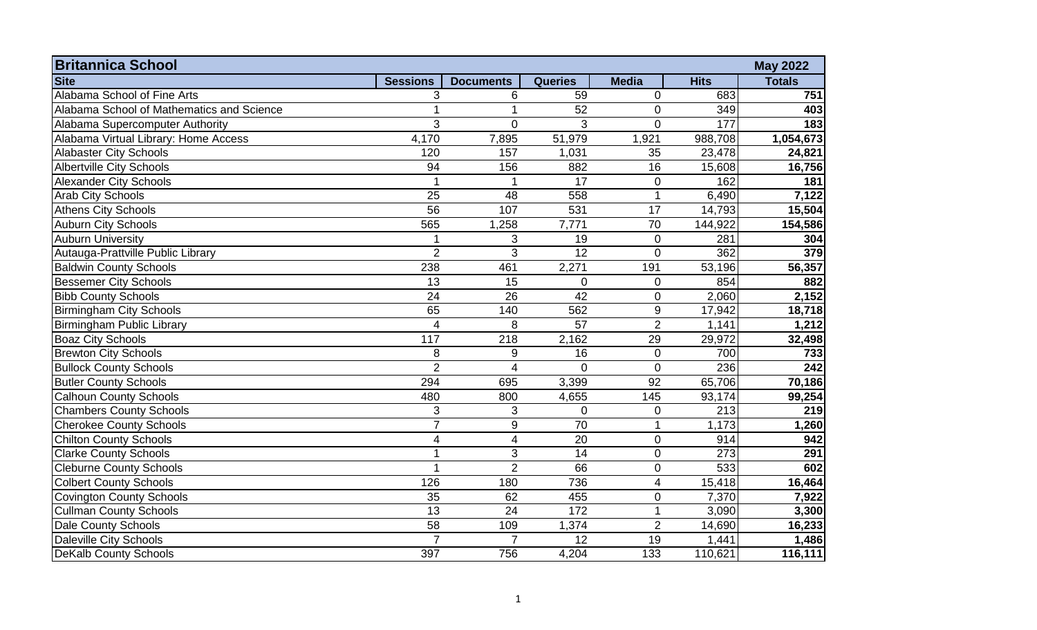| Britannica School | | | | | | May 2022 |
|---|---|---|---|---|---|---|
| **Site** | **Sessions** | **Documents** | **Queries** | **Media** | **Hits** | **Totals** |
| Alabama School of Fine Arts | 3 | 6 | 59 | 0 | 683 | **751** |
| Alabama School of Mathematics and Science | 1 | 1 | 52 | 0 | 349 | **403** |
| Alabama Supercomputer Authority | 3 | 0 | 3 | 0 | 177 | **183** |
| Alabama Virtual Library: Home Access | 4,170 | 7,895 | 51,979 | 1,921 | 988,708 | **1,054,673** |
| Alabaster City Schools | 120 | 157 | 1,031 | 35 | 23,478 | **24,821** |
| Albertville City Schools | 94 | 156 | 882 | 16 | 15,608 | **16,756** |
| Alexander City Schools | 1 | 1 | 17 | 0 | 162 | **181** |
| Arab City Schools | 25 | 48 | 558 | 1 | 6,490 | **7,122** |
| Athens City Schools | 56 | 107 | 531 | 17 | 14,793 | **15,504** |
| Auburn City Schools | 565 | 1,258 | 7,771 | 70 | 144,922 | **154,586** |
| Auburn University | 1 | 3 | 19 | 0 | 281 | **304** |
| Autauga-Prattville Public Library | 2 | 3 | 12 | 0 | 362 | **379** |
| Baldwin County Schools | 238 | 461 | 2,271 | 191 | 53,196 | **56,357** |
| Bessemer City Schools | 13 | 15 | 0 | 0 | 854 | **882** |
| Bibb County Schools | 24 | 26 | 42 | 0 | 2,060 | **2,152** |
| Birmingham City Schools | 65 | 140 | 562 | 9 | 17,942 | **18,718** |
| Birmingham Public Library | 4 | 8 | 57 | 2 | 1,141 | **1,212** |
| Boaz City Schools | 117 | 218 | 2,162 | 29 | 29,972 | **32,498** |
| Brewton City Schools | 8 | 9 | 16 | 0 | 700 | **733** |
| Bullock County Schools | 2 | 4 | 0 | 0 | 236 | **242** |
| Butler County Schools | 294 | 695 | 3,399 | 92 | 65,706 | **70,186** |
| Calhoun County Schools | 480 | 800 | 4,655 | 145 | 93,174 | **99,254** |
| Chambers County Schools | 3 | 3 | 0 | 0 | 213 | **219** |
| Cherokee County Schools | 7 | 9 | 70 | 1 | 1,173 | **1,260** |
| Chilton County Schools | 4 | 4 | 20 | 0 | 914 | **942** |
| Clarke County Schools | 1 | 3 | 14 | 0 | 273 | **291** |
| Cleburne County Schools | 1 | 2 | 66 | 0 | 533 | **602** |
| Colbert County Schools | 126 | 180 | 736 | 4 | 15,418 | **16,464** |
| Covington County Schools | 35 | 62 | 455 | 0 | 7,370 | **7,922** |
| Cullman County Schools | 13 | 24 | 172 | 1 | 3,090 | **3,300** |
| Dale County Schools | 58 | 109 | 1,374 | 2 | 14,690 | **16,233** |
| Daleville City Schools | 7 | 7 | 12 | 19 | 1,441 | **1,486** |
| DeKalb County Schools | 397 | 756 | 4,204 | 133 | 110,621 | **116,111** |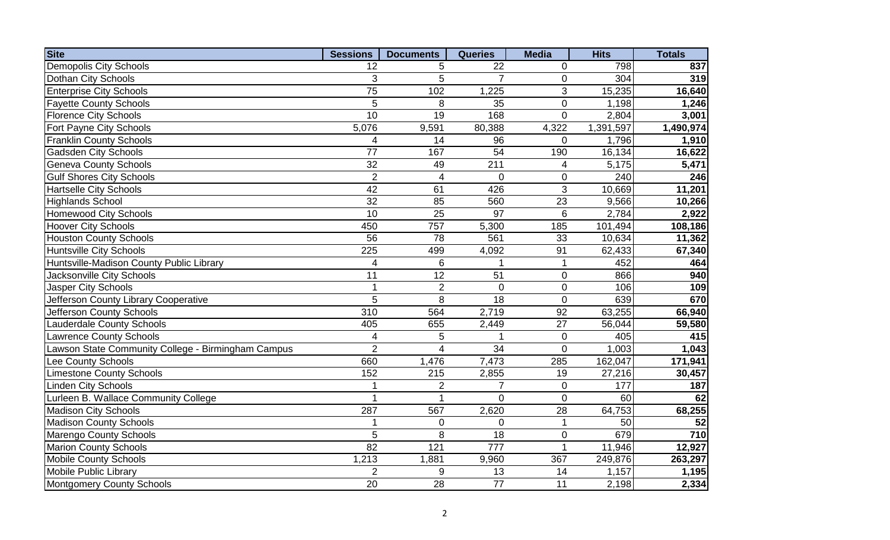| Site | Sessions | Documents | Queries | Media | Hits | Totals |
|---|---|---|---|---|---|---|
| Demopolis City Schools | 12 | 5 | 22 | 0 | 798 | **837** |
| Dothan City Schools | 3 | 5 | 7 | 0 | 304 | **319** |
| Enterprise City Schools | 75 | 102 | 1,225 | 3 | 15,235 | **16,640** |
| Fayette County Schools | 5 | 8 | 35 | 0 | 1,198 | **1,246** |
| Florence City Schools | 10 | 19 | 168 | 0 | 2,804 | **3,001** |
| Fort Payne City Schools | 5,076 | 9,591 | 80,388 | 4,322 | 1,391,597 | **1,490,974** |
| Franklin County Schools | 4 | 14 | 96 | 0 | 1,796 | **1,910** |
| Gadsden City Schools | 77 | 167 | 54 | 190 | 16,134 | **16,622** |
| Geneva County Schools | 32 | 49 | 211 | 4 | 5,175 | **5,471** |
| Gulf Shores City Schools | 2 | 4 | 0 | 0 | 240 | **246** |
| Hartselle City Schools | 42 | 61 | 426 | 3 | 10,669 | **11,201** |
| Highlands School | 32 | 85 | 560 | 23 | 9,566 | **10,266** |
| Homewood City Schools | 10 | 25 | 97 | 6 | 2,784 | **2,922** |
| Hoover City Schools | 450 | 757 | 5,300 | 185 | 101,494 | **108,186** |
| Houston County Schools | 56 | 78 | 561 | 33 | 10,634 | **11,362** |
| Huntsville City Schools | 225 | 499 | 4,092 | 91 | 62,433 | **67,340** |
| Huntsville-Madison County Public Library | 4 | 6 | 1 | 1 | 452 | **464** |
| Jacksonville City Schools | 11 | 12 | 51 | 0 | 866 | **940** |
| Jasper City Schools | 1 | 2 | 0 | 0 | 106 | **109** |
| Jefferson County Library Cooperative | 5 | 8 | 18 | 0 | 639 | **670** |
| Jefferson County Schools | 310 | 564 | 2,719 | 92 | 63,255 | **66,940** |
| Lauderdale County Schools | 405 | 655 | 2,449 | 27 | 56,044 | **59,580** |
| Lawrence County Schools | 4 | 5 | 1 | 0 | 405 | **415** |
| Lawson State Community College - Birmingham Campus | 2 | 4 | 34 | 0 | 1,003 | **1,043** |
| Lee County Schools | 660 | 1,476 | 7,473 | 285 | 162,047 | **171,941** |
| Limestone County Schools | 152 | 215 | 2,855 | 19 | 27,216 | **30,457** |
| Linden City Schools | 1 | 2 | 7 | 0 | 177 | **187** |
| Lurleen B. Wallace Community College | 1 | 1 | 0 | 0 | 60 | **62** |
| Madison City Schools | 287 | 567 | 2,620 | 28 | 64,753 | **68,255** |
| Madison County Schools | 1 | 0 | 0 | 1 | 50 | **52** |
| Marengo County Schools | 5 | 8 | 18 | 0 | 679 | **710** |
| Marion County Schools | 82 | 121 | 777 | 1 | 11,946 | **12,927** |
| Mobile County Schools | 1,213 | 1,881 | 9,960 | 367 | 249,876 | **263,297** |
| Mobile Public Library | 2 | 9 | 13 | 14 | 1,157 | **1,195** |
| Montgomery County Schools | 20 | 28 | 77 | 11 | 2,198 | **2,334** |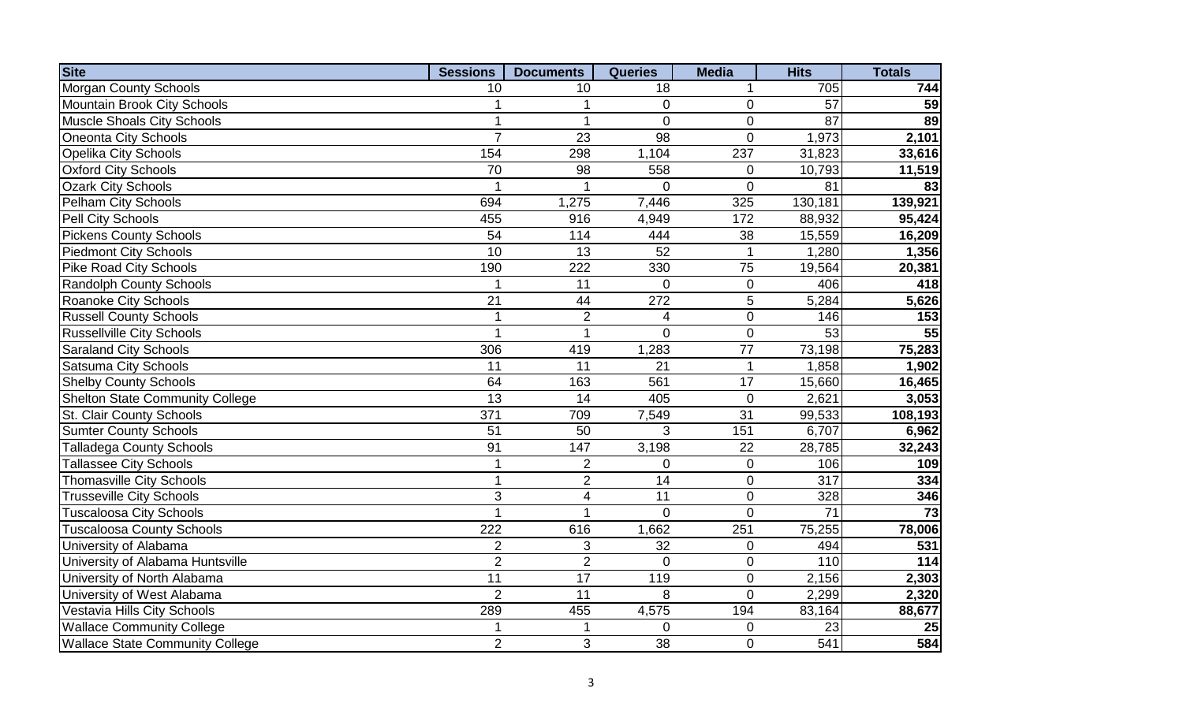| Site | Sessions | Documents | Queries | Media | Hits | Totals |
|---|---|---|---|---|---|---|
| Morgan County Schools | 10 | 10 | 18 | 1 | 705 | **744** |
| Mountain Brook City Schools | 1 | 1 | 0 | 0 | 57 | **59** |
| Muscle Shoals City Schools | 1 | 1 | 0 | 0 | 87 | **89** |
| Oneonta City Schools | 7 | 23 | 98 | 0 | 1,973 | **2,101** |
| Opelika City Schools | 154 | 298 | 1,104 | 237 | 31,823 | **33,616** |
| Oxford City Schools | 70 | 98 | 558 | 0 | 10,793 | **11,519** |
| Ozark City Schools | 1 | 1 | 0 | 0 | 81 | **83** |
| Pelham City Schools | 694 | 1,275 | 7,446 | 325 | 130,181 | **139,921** |
| Pell City Schools | 455 | 916 | 4,949 | 172 | 88,932 | **95,424** |
| Pickens County Schools | 54 | 114 | 444 | 38 | 15,559 | **16,209** |
| Piedmont City Schools | 10 | 13 | 52 | 1 | 1,280 | **1,356** |
| Pike Road City Schools | 190 | 222 | 330 | 75 | 19,564 | **20,381** |
| Randolph County Schools | 1 | 11 | 0 | 0 | 406 | **418** |
| Roanoke City Schools | 21 | 44 | 272 | 5 | 5,284 | **5,626** |
| Russell County Schools | 1 | 2 | 4 | 0 | 146 | **153** |
| Russellville City Schools | 1 | 1 | 0 | 0 | 53 | **55** |
| Saraland City Schools | 306 | 419 | 1,283 | 77 | 73,198 | **75,283** |
| Satsuma City Schools | 11 | 11 | 21 | 1 | 1,858 | **1,902** |
| Shelby County Schools | 64 | 163 | 561 | 17 | 15,660 | **16,465** |
| Shelton State Community College | 13 | 14 | 405 | 0 | 2,621 | **3,053** |
| St. Clair County Schools | 371 | 709 | 7,549 | 31 | 99,533 | **108,193** |
| Sumter County Schools | 51 | 50 | 3 | 151 | 6,707 | **6,962** |
| Talladega County Schools | 91 | 147 | 3,198 | 22 | 28,785 | **32,243** |
| Tallassee City Schools | 1 | 2 | 0 | 0 | 106 | **109** |
| Thomasville City Schools | 1 | 2 | 14 | 0 | 317 | **334** |
| Trusseville City Schools | 3 | 4 | 11 | 0 | 328 | **346** |
| Tuscaloosa City Schools | 1 | 1 | 0 | 0 | 71 | **73** |
| Tuscaloosa County Schools | 222 | 616 | 1,662 | 251 | 75,255 | **78,006** |
| University of Alabama | 2 | 3 | 32 | 0 | 494 | **531** |
| University of Alabama Huntsville | 2 | 2 | 0 | 0 | 110 | **114** |
| University of North Alabama | 11 | 17 | 119 | 0 | 2,156 | **2,303** |
| University of West Alabama | 2 | 11 | 8 | 0 | 2,299 | **2,320** |
| Vestavia Hills City Schools | 289 | 455 | 4,575 | 194 | 83,164 | **88,677** |
| Wallace Community College | 1 | 1 | 0 | 0 | 23 | **25** |
| Wallace State Community College | 2 | 3 | 38 | 0 | 541 | **584** |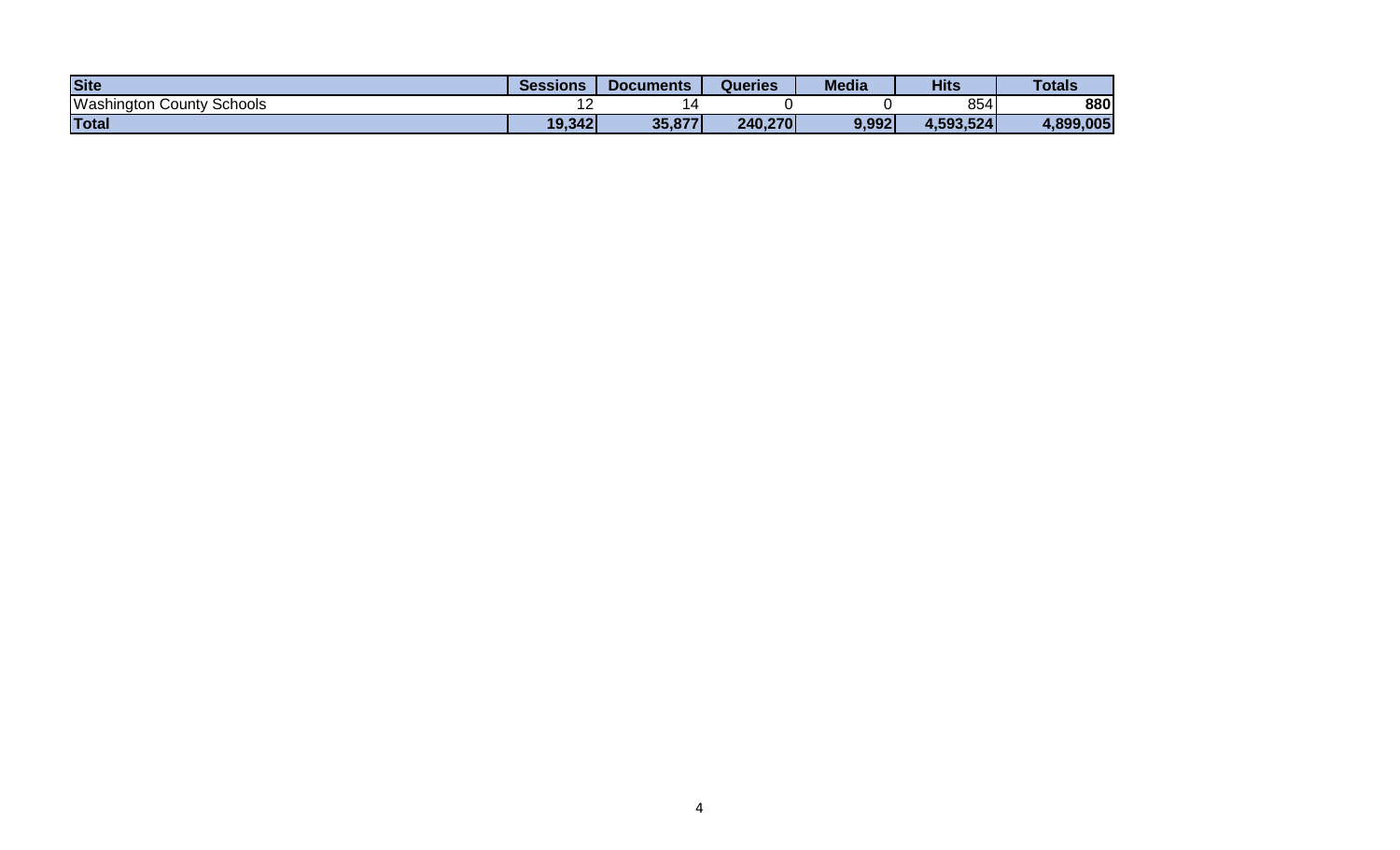| Site | Sessions | Documents | Queries | Media | Hits | Totals |
| --- | --- | --- | --- | --- | --- | --- |
| Washington County Schools | 12 | 14 | 0 | 0 | 854 | **880** |
| **Total** | **19,342** | **35,877** | **240,270** | **9,992** | **4,593,524** | **4,899,005** |